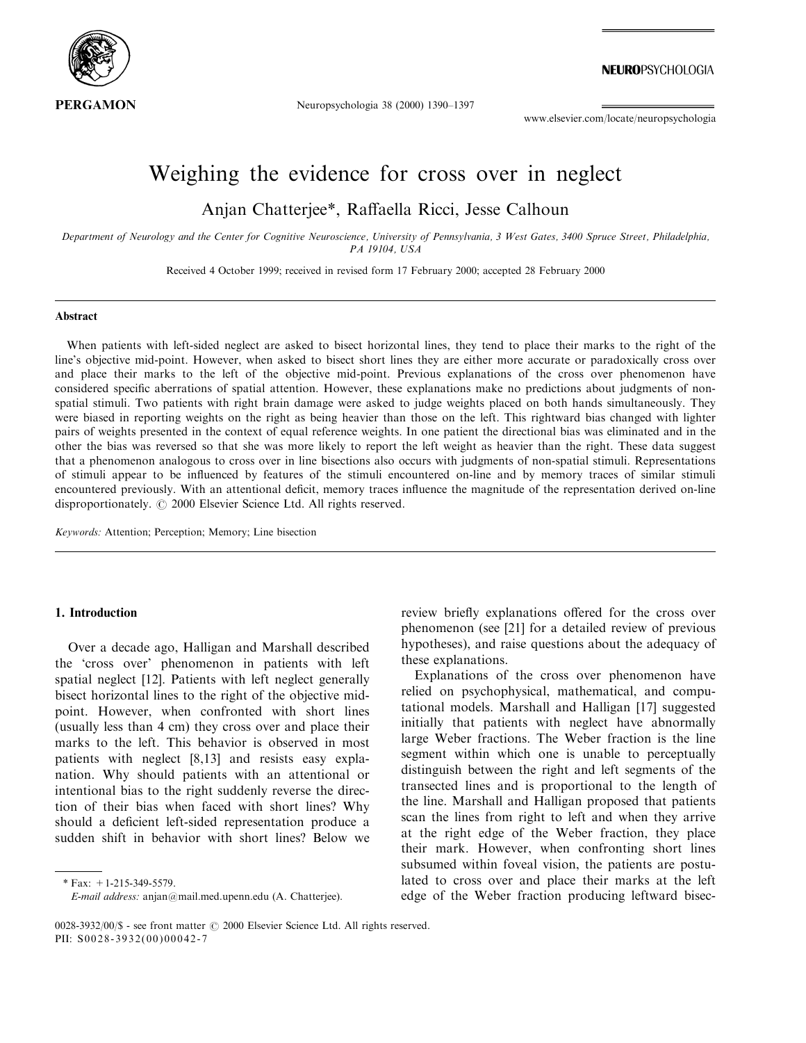# Weighing the evidence for cross over in neglect

Anjan Chatterjee*, Raffaella Ricci, Jesse Calhoun

*Department of Neurology and the Center for Cognitive Neuroscience, University of Pennsylvania, 3 West Gates, 3400 Spruce Street, Philadelphia, PA 19104, USA*

Received 4 October 1999; received in revised form 17 February 2000; accepted 28 February 2000

## Abstract

When patients with left-sided neglect are asked to bisect horizontal lines, they tend to place their marks to the right of the line's objective mid-point. However, when asked to bisect short lines they are either more accurate or paradoxically cross over and place their marks to the left of the objective mid-point. Previous explanations of the cross over phenomenon have considered specific aberrations of spatial attention. However, these explanations make no predictions about judgments of non-spatial stimuli. Two patients with right brain damage were asked to judge weights placed on both hands simultaneously. They were biased in reporting weights on the right as being heavier than those on the left. This rightward bias changed with lighter pairs of weights presented in the context of equal reference weights. In one patient the directional bias was eliminated and in the other the bias was reversed so that she was more likely to report the left weight as heavier than the right. These data suggest that a phenomenon analogous to cross over in line bisections also occurs with judgments of non-spatial stimuli. Representations of stimuli appear to be influenced by features of the stimuli encountered on-line and by memory traces of similar stimuli encountered previously. With an attentional deficit, memory traces influence the magnitude of the representation derived on-line disproportionately. © 2000 Elsevier Science Ltd. All rights reserved.

*Keywords:* Attention; Perception; Memory; Line bisection

## 1. Introduction

Over a decade ago, Halligan and Marshall described the 'cross over' phenomenon in patients with left spatial neglect [12]. Patients with left neglect generally bisect horizontal lines to the right of the objective mid-point. However, when confronted with short lines (usually less than 4 cm) they cross over and place their marks to the left. This behavior is observed in most patients with neglect [8,13] and resists easy explanation. Why should patients with an attentional or intentional bias to the right suddenly reverse the direction of their bias when faced with short lines? Why should a deficient left-sided representation produce a sudden shift in behavior with short lines? Below we review briefly explanations offered for the cross over phenomenon (see [21] for a detailed review of previous hypotheses), and raise questions about the adequacy of these explanations.

Explanations of the cross over phenomenon have relied on psychophysical, mathematical, and computational models. Marshall and Halligan [17] suggested initially that patients with neglect have abnormally large Weber fractions. The Weber fraction is the line segment within which one is unable to perceptually distinguish between the right and left segments of the transected lines and is proportional to the length of the line. Marshall and Halligan proposed that patients scan the lines from right to left and when they arrive at the right edge of the Weber fraction, they place their mark. However, when confronting short lines subsumed within foveal vision, the patients are postulated to cross over and place their marks at the left edge of the Weber fraction producing leftward bisec-

* Fax: +1-215-349-5579.
*E-mail address:* anjan@mail.med.upenn.edu (A. Chatterjee).

0028-3932/00/$ - see front matter © 2000 Elsevier Science Ltd. All rights reserved.
PII: S0028-3932(00)00042-7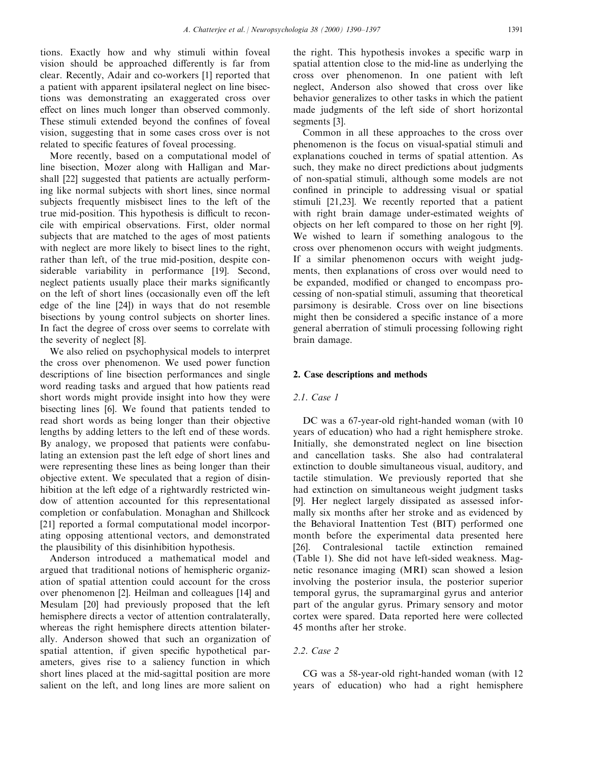tions. Exactly how and why stimuli within foveal vision should be approached differently is far from clear. Recently, Adair and co-workers [1] reported that a patient with apparent ipsilateral neglect on line bisections was demonstrating an exaggerated cross over effect on lines much longer than observed commonly. These stimuli extended beyond the confines of foveal vision, suggesting that in some cases cross over is not related to specific features of foveal processing.

More recently, based on a computational model of line bisection, Mozer along with Halligan and Marshall [22] suggested that patients are actually performing like normal subjects with short lines, since normal subjects frequently misbisect lines to the left of the true mid-position. This hypothesis is difficult to reconcile with empirical observations. First, older normal subjects that are matched to the ages of most patients with neglect are more likely to bisect lines to the right, rather than left, of the true mid-position, despite considerable variability in performance [19]. Second, neglect patients usually place their marks significantly on the left of short lines (occasionally even off the left edge of the line [24]) in ways that do not resemble bisections by young control subjects on shorter lines. In fact the degree of cross over seems to correlate with the severity of neglect [8].

We also relied on psychophysical models to interpret the cross over phenomenon. We used power function descriptions of line bisection performances and single word reading tasks and argued that how patients read short words might provide insight into how they were bisecting lines [6]. We found that patients tended to read short words as being longer than their objective lengths by adding letters to the left end of these words. By analogy, we proposed that patients were confabulating an extension past the left edge of short lines and were representing these lines as being longer than their objective extent. We speculated that a region of disinhibition at the left edge of a rightwardly restricted window of attention accounted for this representational completion or confabulation. Monaghan and Shillcock [21] reported a formal computational model incorporating opposing attentional vectors, and demonstrated the plausibility of this disinhibition hypothesis.

Anderson introduced a mathematical model and argued that traditional notions of hemispheric organization of spatial attention could account for the cross over phenomenon [2]. Heilman and colleagues [14] and Mesulam [20] had previously proposed that the left hemisphere directs a vector of attention contralaterally, whereas the right hemisphere directs attention bilaterally. Anderson showed that such an organization of spatial attention, if given specific hypothetical parameters, gives rise to a saliency function in which short lines placed at the mid-sagittal position are more salient on the left, and long lines are more salient on the right. This hypothesis invokes a specific warp in spatial attention close to the mid-line as underlying the cross over phenomenon. In one patient with left neglect, Anderson also showed that cross over like behavior generalizes to other tasks in which the patient made judgments of the left side of short horizontal segments [3].

Common in all these approaches to the cross over phenomenon is the focus on visual-spatial stimuli and explanations couched in terms of spatial attention. As such, they make no direct predictions about judgments of non-spatial stimuli, although some models are not confined in principle to addressing visual or spatial stimuli [21,23]. We recently reported that a patient with right brain damage under-estimated weights of objects on her left compared to those on her right [9]. We wished to learn if something analogous to the cross over phenomenon occurs with weight judgments. If a similar phenomenon occurs with weight judgments, then explanations of cross over would need to be expanded, modified or changed to encompass processing of non-spatial stimuli, assuming that theoretical parsimony is desirable. Cross over on line bisections might then be considered a specific instance of a more general aberration of stimuli processing following right brain damage.

## 2. Case descriptions and methods

### 2.1. Case 1

DC was a 67-year-old right-handed woman (with 10 years of education) who had a right hemisphere stroke. Initially, she demonstrated neglect on line bisection and cancellation tasks. She also had contralateral extinction to double simultaneous visual, auditory, and tactile stimulation. We previously reported that she had extinction on simultaneous weight judgment tasks [9]. Her neglect largely dissipated as assessed informally six months after her stroke and as evidenced by the Behavioral Inattention Test (BIT) performed one month before the experimental data presented here [26]. Contralesional tactile extinction remained (Table 1). She did not have left-sided weakness. Magnetic resonance imaging (MRI) scan showed a lesion involving the posterior insula, the posterior superior temporal gyrus, the supramarginal gyrus and anterior part of the angular gyrus. Primary sensory and motor cortex were spared. Data reported here were collected 45 months after her stroke.

### 2.2. Case 2

CG was a 58-year-old right-handed woman (with 12 years of education) who had a right hemisphere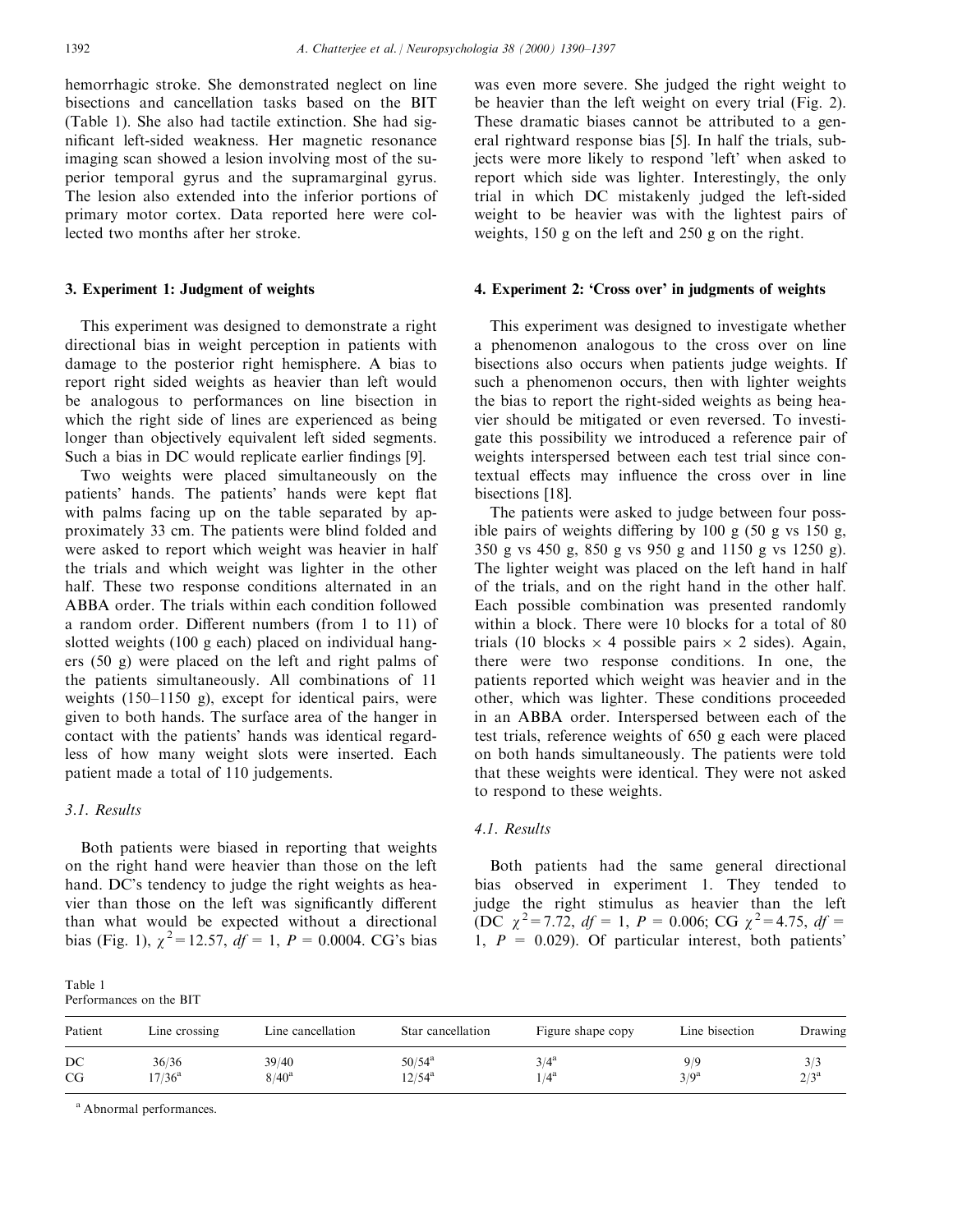hemorrhagic stroke. She demonstrated neglect on line bisections and cancellation tasks based on the BIT (Table 1). She also had tactile extinction. She had significant left-sided weakness. Her magnetic resonance imaging scan showed a lesion involving most of the superior temporal gyrus and the supramarginal gyrus. The lesion also extended into the inferior portions of primary motor cortex. Data reported here were collected two months after her stroke.

## 3. Experiment 1: Judgment of weights

This experiment was designed to demonstrate a right directional bias in weight perception in patients with damage to the posterior right hemisphere. A bias to report right sided weights as heavier than left would be analogous to performances on line bisection in which the right side of lines are experienced as being longer than objectively equivalent left sided segments. Such a bias in DC would replicate earlier findings [9].

Two weights were placed simultaneously on the patients' hands. The patients' hands were kept flat with palms facing up on the table separated by approximately 33 cm. The patients were blind folded and were asked to report which weight was heavier in half the trials and which weight was lighter in the other half. These two response conditions alternated in an ABBA order. The trials within each condition followed a random order. Different numbers (from 1 to 11) of slotted weights (100 g each) placed on individual hangers (50 g) were placed on the left and right palms of the patients simultaneously. All combinations of 11 weights (150–1150 g), except for identical pairs, were given to both hands. The surface area of the hanger in contact with the patients' hands was identical regardless of how many weight slots were inserted. Each patient made a total of 110 judgements.

### 3.1. Results

Both patients were biased in reporting that weights on the right hand were heavier than those on the left hand. DC's tendency to judge the right weights as heavier than those on the left was significantly different than what would be expected without a directional bias (Fig. 1), $\chi^2 = 12.57$, $df = 1$, $P = 0.0004$. CG's bias was even more severe. She judged the right weight to be heavier than the left weight on every trial (Fig. 2). These dramatic biases cannot be attributed to a general rightward response bias [5]. In half the trials, subjects were more likely to respond 'left' when asked to report which side was lighter. Interestingly, the only trial in which DC mistakenly judged the left-sided weight to be heavier was with the lightest pairs of weights, 150 g on the left and 250 g on the right.

## 4. Experiment 2: 'Cross over' in judgments of weights

This experiment was designed to investigate whether a phenomenon analogous to the cross over on line bisections also occurs when patients judge weights. If such a phenomenon occurs, then with lighter weights the bias to report the right-sided weights as being heavier should be mitigated or even reversed. To investigate this possibility we introduced a reference pair of weights interspersed between each test trial since contextual effects may influence the cross over in line bisections [18].

The patients were asked to judge between four possible pairs of weights differing by 100 g (50 g vs 150 g, 350 g vs 450 g, 850 g vs 950 g and 1150 g vs 1250 g). The lighter weight was placed on the left hand in half of the trials, and on the right hand in the other half. Each possible combination was presented randomly within a block. There were 10 blocks for a total of 80 trials (10 blocks × 4 possible pairs × 2 sides). Again, there were two response conditions. In one, the patients reported which weight was heavier and in the other, which was lighter. These conditions proceeded in an ABBA order. Interspersed between each of the test trials, reference weights of 650 g each were placed on both hands simultaneously. The patients were told that these weights were identical. They were not asked to respond to these weights.

### 4.1. Results

Both patients had the same general directional bias observed in experiment 1. They tended to judge the right stimulus as heavier than the left (DC $\chi^2 = 7.72$, $df = 1$, $P = 0.006$; CG $\chi^2 = 4.75$, $df = 1$, $P = 0.029$). Of particular interest, both patients'

Table 1
Performances on the BIT

| Patient | Line crossing | Line cancellation | Star cancellation | Figure shape copy | Line bisection | Drawing |
|---|---|---|---|---|---|---|
| DC | 36/36 | 39/40 | 50/54[a] | 3/4[a] | 9/9 | 3/3 |
| CG | 17/36[a] | 8/40[a] | 12/54[a] | 1/4[a] | 3/9[a] | 2/3[a] |

[a] Abnormal performances.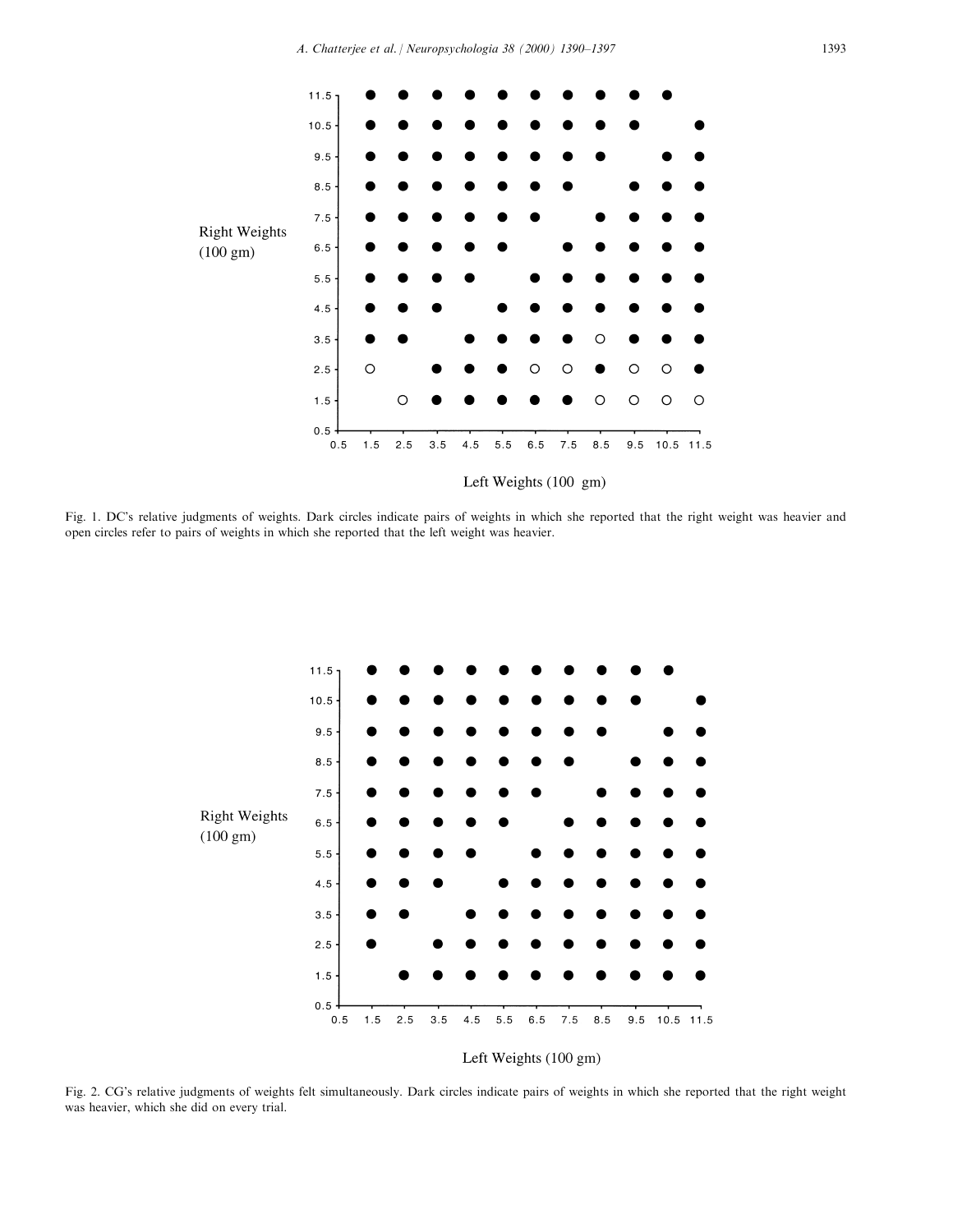Fig. 1. DC's relative judgments of weights. Dark circles indicate pairs of weights in which she reported that the right weight was heavier and open circles refer to pairs of weights in which she reported that the left weight was heavier.

Fig. 2. CG's relative judgments of weights felt simultaneously. Dark circles indicate pairs of weights in which she reported that the right weight was heavier, which she did on every trial.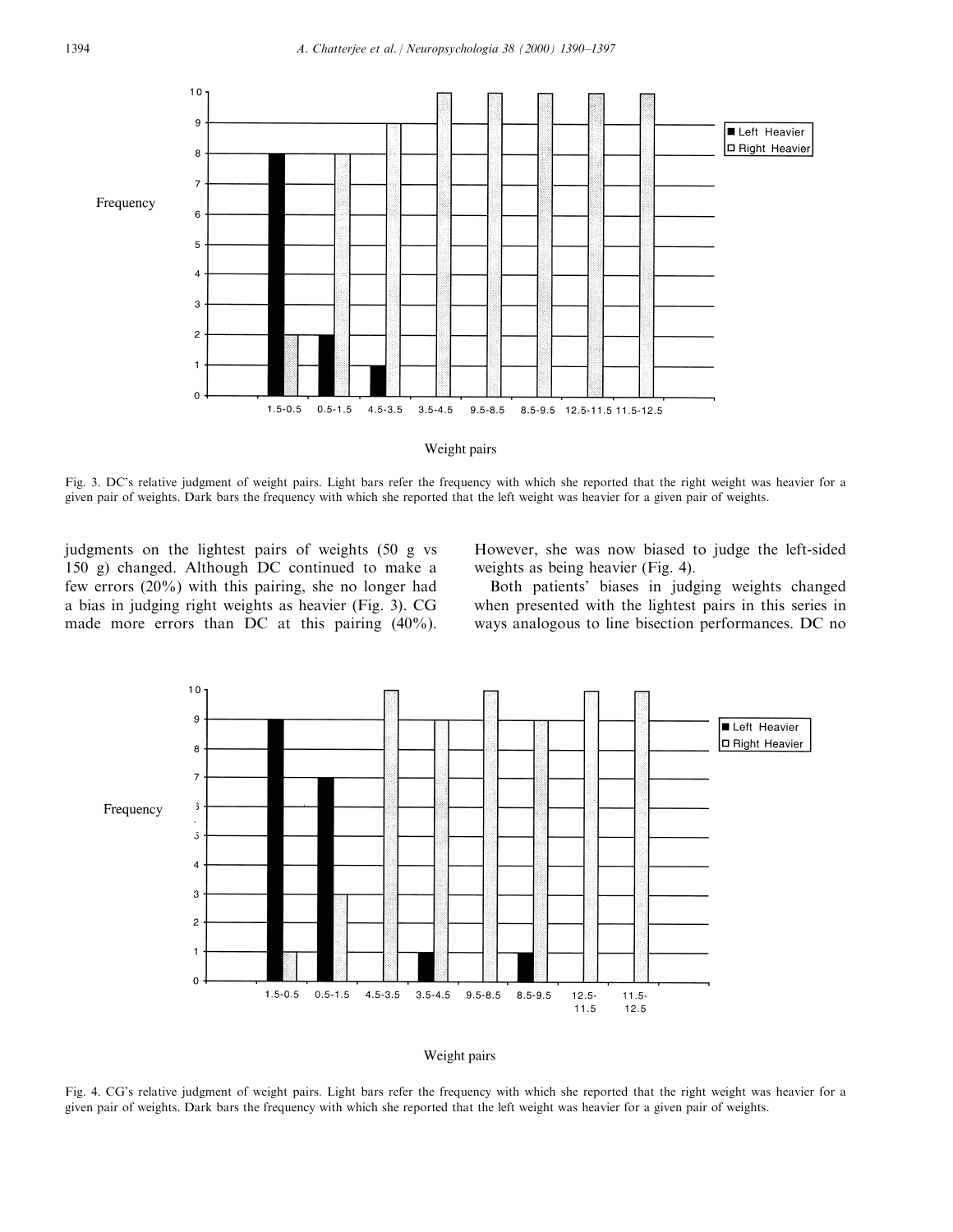Frequency

Weight pairs

Fig. 3. DC's relative judgment of weight pairs. Light bars refer the frequency with which she reported that the right weight was heavier for a given pair of weights. Dark bars the frequency with which she reported that the left weight was heavier for a given pair of weights.

judgments on the lightest pairs of weights (50 g vs 150 g) changed. Although DC continued to make a few errors (20%) with this pairing, she no longer had a bias in judging right weights as heavier (Fig. 3). CG made more errors than DC at this pairing (40%). However, she was now biased to judge the left-sided weights as being heavier (Fig. 4).

Both patients' biases in judging weights changed when presented with the lightest pairs in this series in ways analogous to line bisection performances. DC no

Frequency

Weight pairs

Fig. 4. CG's relative judgment of weight pairs. Light bars refer the frequency with which she reported that the right weight was heavier for a given pair of weights. Dark bars the frequency with which she reported that the left weight was heavier for a given pair of weights.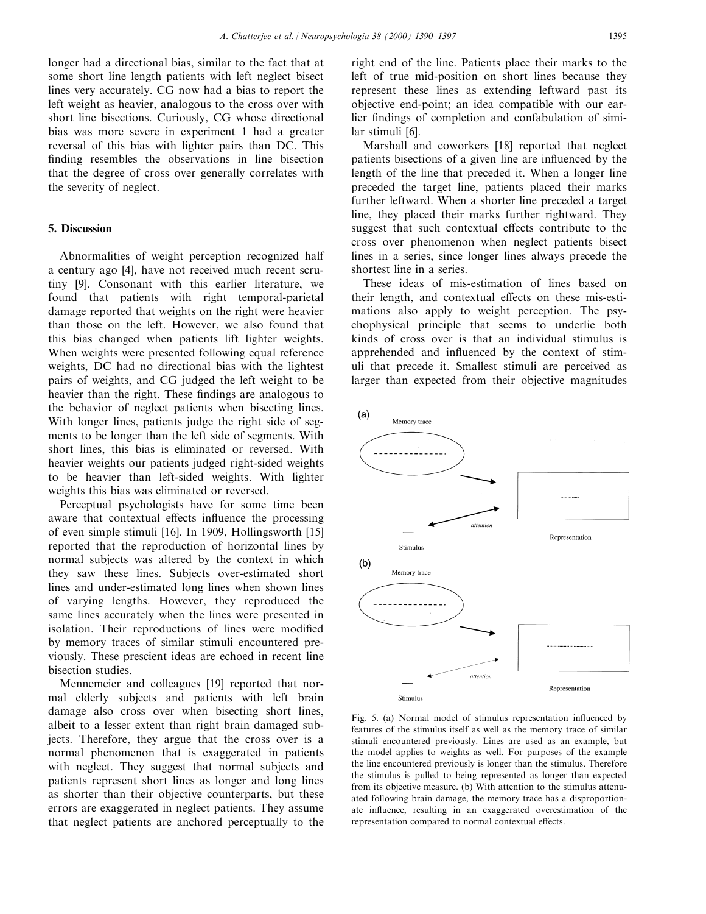longer had a directional bias, similar to the fact that at some short line length patients with left neglect bisect lines very accurately. CG now had a bias to report the left weight as heavier, analogous to the cross over with short line bisections. Curiously, CG whose directional bias was more severe in experiment 1 had a greater reversal of this bias with lighter pairs than DC. This finding resembles the observations in line bisection that the degree of cross over generally correlates with the severity of neglect.

## 5. Discussion

Abnormalities of weight perception recognized half a century ago [4], have not received much recent scrutiny [9]. Consonant with this earlier literature, we found that patients with right temporal-parietal damage reported that weights on the right were heavier than those on the left. However, we also found that this bias changed when patients lift lighter weights. When weights were presented following equal reference weights, DC had no directional bias with the lightest pairs of weights, and CG judged the left weight to be heavier than the right. These findings are analogous to the behavior of neglect patients when bisecting lines. With longer lines, patients judge the right side of segments to be longer than the left side of segments. With short lines, this bias is eliminated or reversed. With heavier weights our patients judged right-sided weights to be heavier than left-sided weights. With lighter weights this bias was eliminated or reversed.

Perceptual psychologists have for some time been aware that contextual effects influence the processing of even simple stimuli [16]. In 1909, Hollingsworth [15] reported that the reproduction of horizontal lines by normal subjects was altered by the context in which they saw these lines. Subjects over-estimated short lines and under-estimated long lines when shown lines of varying lengths. However, they reproduced the same lines accurately when the lines were presented in isolation. Their reproductions of lines were modified by memory traces of similar stimuli encountered previously. These prescient ideas are echoed in recent line bisection studies.

Mennemeier and colleagues [19] reported that normal elderly subjects and patients with left brain damage also cross over when bisecting short lines, albeit to a lesser extent than right brain damaged subjects. Therefore, they argue that the cross over is a normal phenomenon that is exaggerated in patients with neglect. They suggest that normal subjects and patients represent short lines as longer and long lines as shorter than their objective counterparts, but these errors are exaggerated in neglect patients. They assume that neglect patients are anchored perceptually to the right end of the line. Patients place their marks to the left of true mid-position on short lines because they represent these lines as extending leftward past its objective end-point; an idea compatible with our earlier findings of completion and confabulation of similar stimuli [6].

Marshall and coworkers [18] reported that neglect patients bisections of a given line are influenced by the length of the line that preceded it. When a longer line preceded the target line, patients placed their marks further leftward. When a shorter line preceded a target line, they placed their marks further rightward. They suggest that such contextual effects contribute to the cross over phenomenon when neglect patients bisect lines in a series, since longer lines always precede the shortest line in a series.

These ideas of mis-estimation of lines based on their length, and contextual effects on these mis-estimations also apply to weight perception. The psychophysical principle that seems to underlie both kinds of cross over is that an individual stimulus is apprehended and influenced by the context of stimuli that precede it. Smallest stimuli are perceived as larger than expected from their objective magnitudes

Fig. 5. (a) Normal model of stimulus representation influenced by features of the stimulus itself as well as the memory trace of similar stimuli encountered previously. Lines are used as an example, but the model applies to weights as well. For purposes of the example the line encountered previously is longer than the stimulus. Therefore the stimulus is pulled to being represented as longer than expected from its objective measure. (b) With attention to the stimulus attenuated following brain damage, the memory trace has a disproportionate influence, resulting in an exaggerated overestimation of the representation compared to normal contextual effects.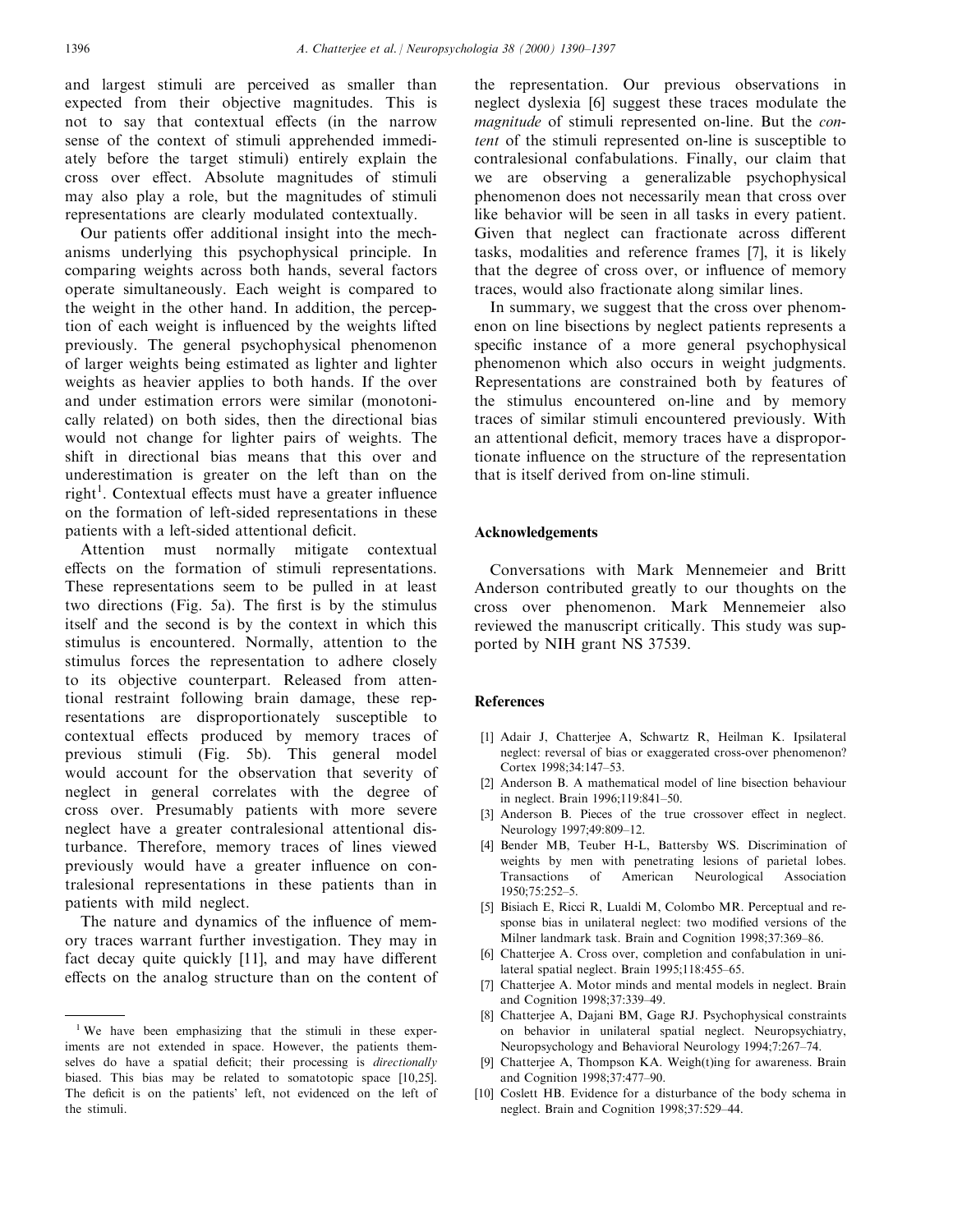and largest stimuli are perceived as smaller than expected from their objective magnitudes. This is not to say that contextual effects (in the narrow sense of the context of stimuli apprehended immediately before the target stimuli) entirely explain the cross over effect. Absolute magnitudes of stimuli may also play a role, but the magnitudes of stimuli representations are clearly modulated contextually.

Our patients offer additional insight into the mechanisms underlying this psychophysical principle. In comparing weights across both hands, several factors operate simultaneously. Each weight is compared to the weight in the other hand. In addition, the perception of each weight is influenced by the weights lifted previously. The general psychophysical phenomenon of larger weights being estimated as lighter and lighter weights as heavier applies to both hands. If the over and under estimation errors were similar (monotonically related) on both sides, then the directional bias would not change for lighter pairs of weights. The shift in directional bias means that this over and underestimation is greater on the left than on the right[1]. Contextual effects must have a greater influence on the formation of left-sided representations in these patients with a left-sided attentional deficit.

Attention must normally mitigate contextual effects on the formation of stimuli representations. These representations seem to be pulled in at least two directions (Fig. 5a). The first is by the stimulus itself and the second is by the context in which this stimulus is encountered. Normally, attention to the stimulus forces the representation to adhere closely to its objective counterpart. Released from attentional restraint following brain damage, these representations are disproportionately susceptible to contextual effects produced by memory traces of previous stimuli (Fig. 5b). This general model would account for the observation that severity of neglect in general correlates with the degree of cross over. Presumably patients with more severe neglect have a greater contralesional attentional disturbance. Therefore, memory traces of lines viewed previously would have a greater influence on contralesional representations in these patients than in patients with mild neglect.

The nature and dynamics of the influence of memory traces warrant further investigation. They may in fact decay quite quickly [11], and may have different effects on the analog structure than on the content of the representation. Our previous observations in neglect dyslexia [6] suggest these traces modulate the *magnitude* of stimuli represented on-line. But the *content* of the stimuli represented on-line is susceptible to contralesional confabulations. Finally, our claim that we are observing a generalizable psychophysical phenomenon does not necessarily mean that cross over like behavior will be seen in all tasks in every patient. Given that neglect can fractionate across different tasks, modalities and reference frames [7], it is likely that the degree of cross over, or influence of memory traces, would also fractionate along similar lines.

In summary, we suggest that the cross over phenomenon on line bisections by neglect patients represents a specific instance of a more general psychophysical phenomenon which also occurs in weight judgments. Representations are constrained both by features of the stimulus encountered on-line and by memory traces of similar stimuli encountered previously. With an attentional deficit, memory traces have a disproportionate influence on the structure of the representation that is itself derived from on-line stimuli.

[1] We have been emphasizing that the stimuli in these experiments are not extended in space. However, the patients themselves do have a spatial deficit; their processing is *directionally* biased. This bias may be related to somatotopic space [10,25]. The deficit is on the patients' left, not evidenced on the left of the stimuli.

## Acknowledgements

Conversations with Mark Mennemeier and Britt Anderson contributed greatly to our thoughts on the cross over phenomenon. Mark Mennemeier also reviewed the manuscript critically. This study was supported by NIH grant NS 37539.

## References

[1] Adair J, Chatterjee A, Schwartz R, Heilman K. Ipsilateral neglect: reversal of bias or exaggerated cross-over phenomenon? Cortex 1998;34:147–53.

[2] Anderson B. A mathematical model of line bisection behaviour in neglect. Brain 1996;119:841–50.

[3] Anderson B. Pieces of the true crossover effect in neglect. Neurology 1997;49:809–12.

[4] Bender MB, Teuber H-L, Battersby WS. Discrimination of weights by men with penetrating lesions of parietal lobes. Transactions of American Neurological Association 1950;75:252–5.

[5] Bisiach E, Ricci R, Lualdi M, Colombo MR. Perceptual and response bias in unilateral neglect: two modified versions of the Milner landmark task. Brain and Cognition 1998;37:369–86.

[6] Chatterjee A. Cross over, completion and confabulation in unilateral spatial neglect. Brain 1995;118:455–65.

[7] Chatterjee A. Motor minds and mental models in neglect. Brain and Cognition 1998;37:339–49.

[8] Chatterjee A, Dajani BM, Gage RJ. Psychophysical constraints on behavior in unilateral spatial neglect. Neuropsychiatry, Neuropsychology and Behavioral Neurology 1994;7:267–74.

[9] Chatterjee A, Thompson KA. Weigh(t)ing for awareness. Brain and Cognition 1998;37:477–90.

[10] Coslett HB. Evidence for a disturbance of the body schema in neglect. Brain and Cognition 1998;37:529–44.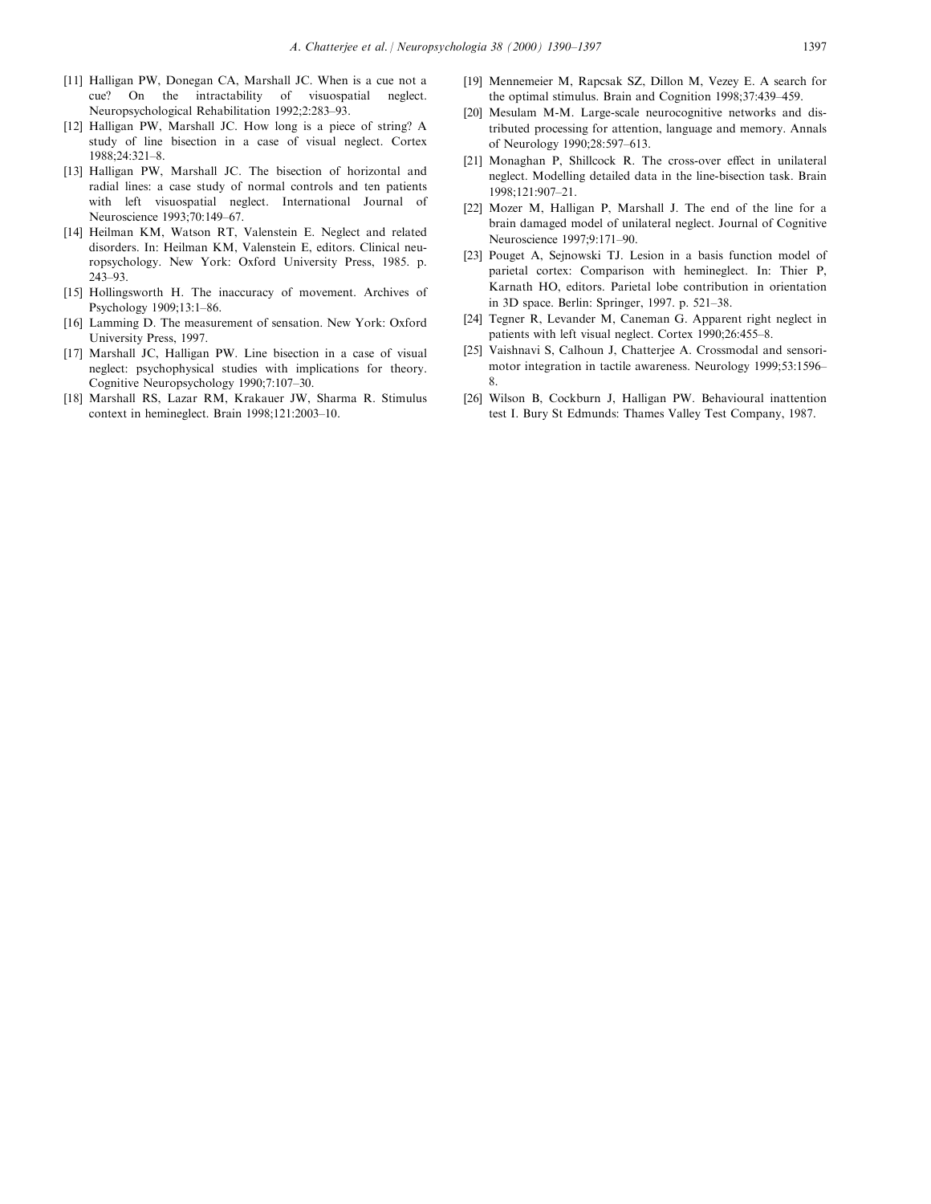[11] Halligan PW, Donegan CA, Marshall JC. When is a cue not a cue? On the intractability of visuospatial neglect. Neuropsychological Rehabilitation 1992;2:283–93.

[12] Halligan PW, Marshall JC. How long is a piece of string? A study of line bisection in a case of visual neglect. Cortex 1988;24:321–8.

[13] Halligan PW, Marshall JC. The bisection of horizontal and radial lines: a case study of normal controls and ten patients with left visuospatial neglect. International Journal of Neuroscience 1993;70:149–67.

[14] Heilman KM, Watson RT, Valenstein E. Neglect and related disorders. In: Heilman KM, Valenstein E, editors. Clinical neuropsychology. New York: Oxford University Press, 1985. p. 243–93.

[15] Hollingsworth H. The inaccuracy of movement. Archives of Psychology 1909;13:1–86.

[16] Lamming D. The measurement of sensation. New York: Oxford University Press, 1997.

[17] Marshall JC, Halligan PW. Line bisection in a case of visual neglect: psychophysical studies with implications for theory. Cognitive Neuropsychology 1990;7:107–30.

[18] Marshall RS, Lazar RM, Krakauer JW, Sharma R. Stimulus context in hemineglect. Brain 1998;121:2003–10.

[19] Mennemeier M, Rapcsak SZ, Dillon M, Vezey E. A search for the optimal stimulus. Brain and Cognition 1998;37:439–459.

[20] Mesulam M-M. Large-scale neurocognitive networks and distributed processing for attention, language and memory. Annals of Neurology 1990;28:597–613.

[21] Monaghan P, Shillcock R. The cross-over effect in unilateral neglect. Modelling detailed data in the line-bisection task. Brain 1998;121:907–21.

[22] Mozer M, Halligan P, Marshall J. The end of the line for a brain damaged model of unilateral neglect. Journal of Cognitive Neuroscience 1997;9:171–90.

[23] Pouget A, Sejnowski TJ. Lesion in a basis function model of parietal cortex: Comparison with hemineglect. In: Thier P, Karnath HO, editors. Parietal lobe contribution in orientation in 3D space. Berlin: Springer, 1997. p. 521–38.

[24] Tegner R, Levander M, Caneman G. Apparent right neglect in patients with left visual neglect. Cortex 1990;26:455–8.

[25] Vaishnavi S, Calhoun J, Chatterjee A. Crossmodal and sensorimotor integration in tactile awareness. Neurology 1999;53:1596–8.

[26] Wilson B, Cockburn J, Halligan PW. Behavioural inattention test I. Bury St Edmunds: Thames Valley Test Company, 1987.